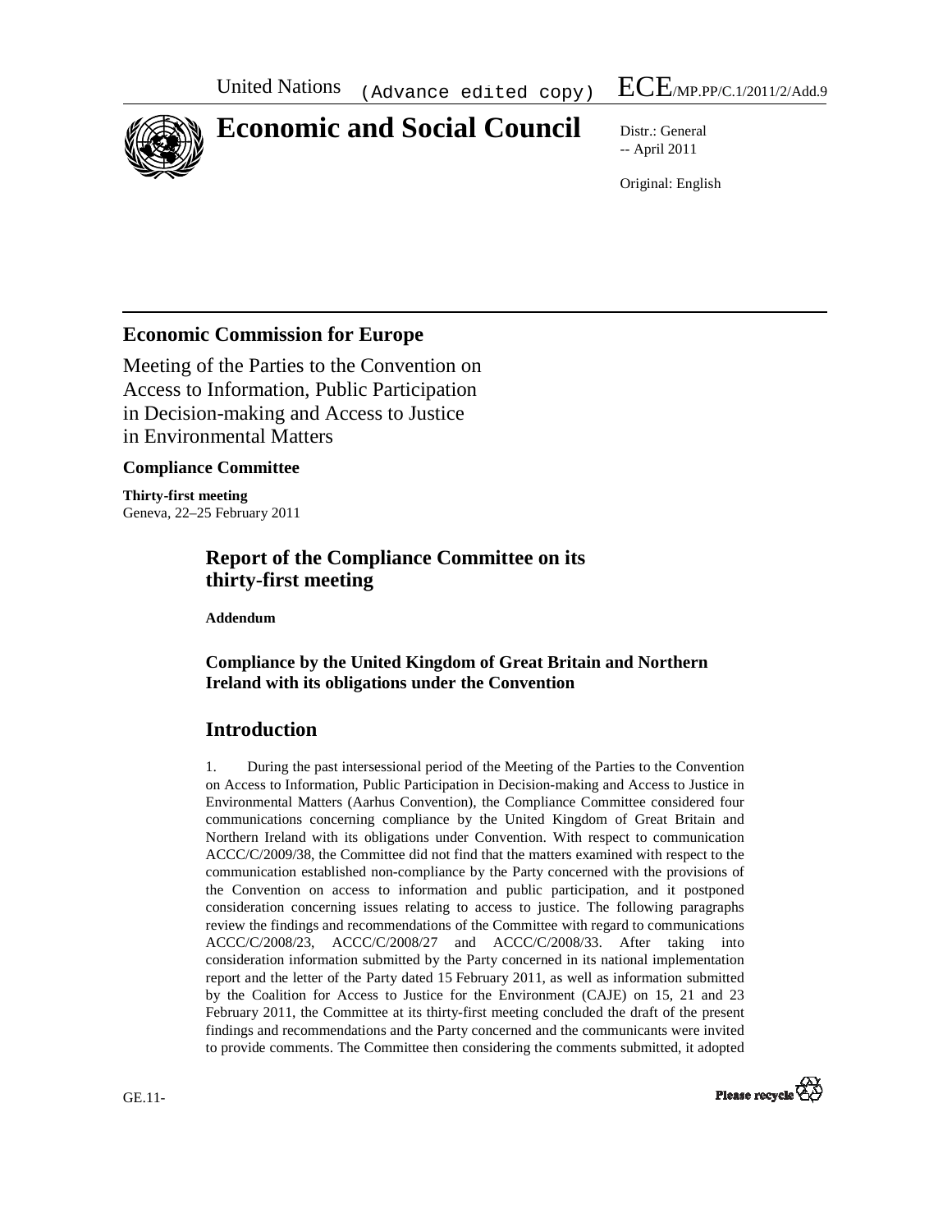United Nations (Advance edited copy) ECE/MP.PP/C.1/2011/2/Add.9

# Economic and Social Council

Distr.: General
-- April 2011

Original: English

## Economic Commission for Europe

Meeting of the Parties to the Convention on Access to Information, Public Participation in Decision-making and Access to Justice in Environmental Matters

**Compliance Committee**

**Thirty-first meeting**
Geneva, 22–25 February 2011

## Report of the Compliance Committee on its thirty-first meeting

**Addendum**

### Compliance by the United Kingdom of Great Britain and Northern Ireland with its obligations under the Convention

## Introduction

1. During the past intersessional period of the Meeting of the Parties to the Convention on Access to Information, Public Participation in Decision-making and Access to Justice in Environmental Matters (Aarhus Convention), the Compliance Committee considered four communications concerning compliance by the United Kingdom of Great Britain and Northern Ireland with its obligations under Convention. With respect to communication ACCC/C/2009/38, the Committee did not find that the matters examined with respect to the communication established non-compliance by the Party concerned with the provisions of the Convention on access to information and public participation, and it postponed consideration concerning issues relating to access to justice. The following paragraphs review the findings and recommendations of the Committee with regard to communications ACCC/C/2008/23, ACCC/C/2008/27 and ACCC/C/2008/33. After taking into consideration information submitted by the Party concerned in its national implementation report and the letter of the Party dated 15 February 2011, as well as information submitted by the Coalition for Access to Justice for the Environment (CAJE) on 15, 21 and 23 February 2011, the Committee at its thirty-first meeting concluded the draft of the present findings and recommendations and the Party concerned and the communicants were invited to provide comments. The Committee then considering the comments submitted, it adopted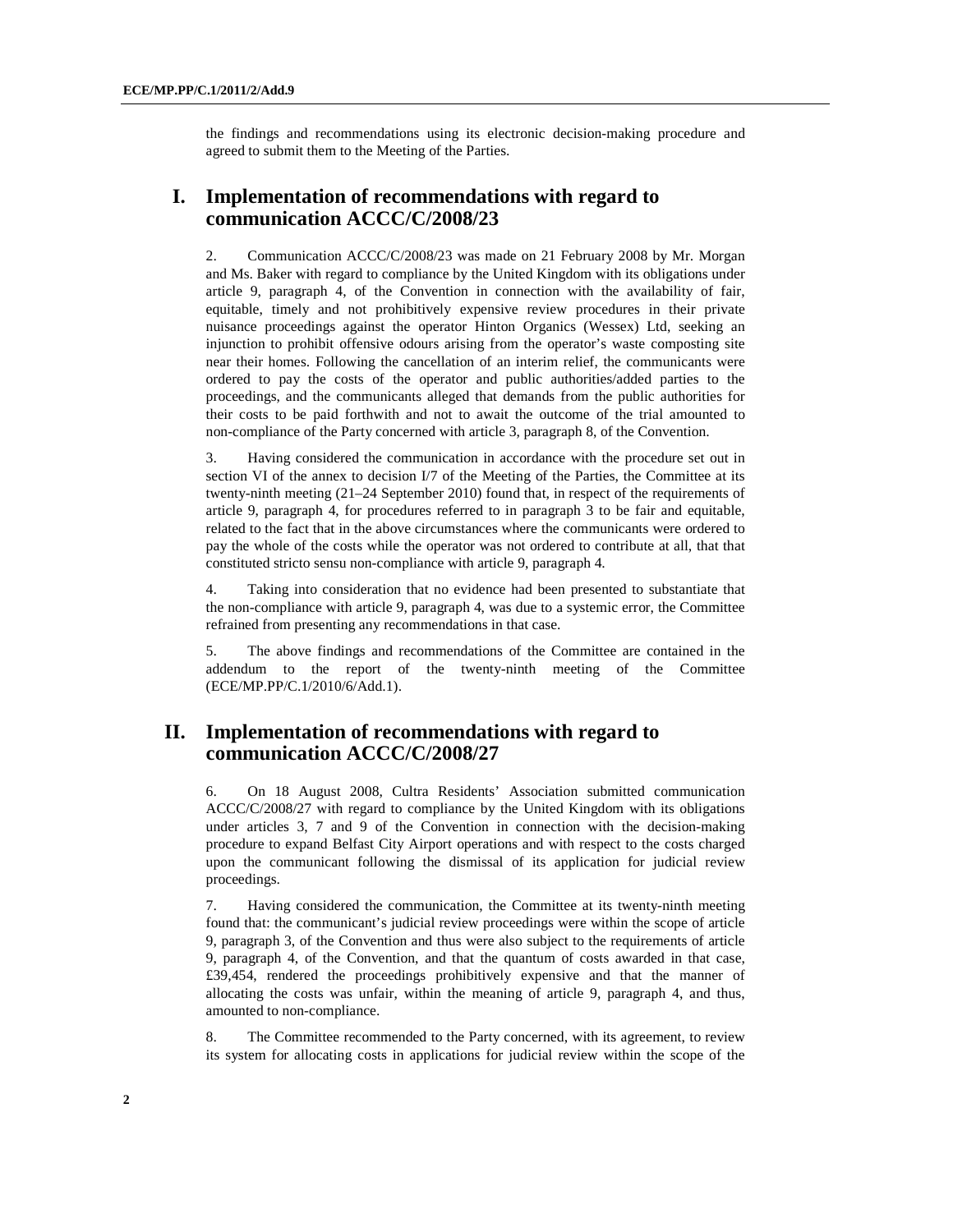the findings and recommendations using its electronic decision-making procedure and agreed to submit them to the Meeting of the Parties.

## I. Implementation of recommendations with regard to communication ACCC/C/2008/23

2. Communication ACCC/C/2008/23 was made on 21 February 2008 by Mr. Morgan and Ms. Baker with regard to compliance by the United Kingdom with its obligations under article 9, paragraph 4, of the Convention in connection with the availability of fair, equitable, timely and not prohibitively expensive review procedures in their private nuisance proceedings against the operator Hinton Organics (Wessex) Ltd, seeking an injunction to prohibit offensive odours arising from the operator's waste composting site near their homes. Following the cancellation of an interim relief, the communicants were ordered to pay the costs of the operator and public authorities/added parties to the proceedings, and the communicants alleged that demands from the public authorities for their costs to be paid forthwith and not to await the outcome of the trial amounted to non-compliance of the Party concerned with article 3, paragraph 8, of the Convention.

3. Having considered the communication in accordance with the procedure set out in section VI of the annex to decision I/7 of the Meeting of the Parties, the Committee at its twenty-ninth meeting (21–24 September 2010) found that, in respect of the requirements of article 9, paragraph 4, for procedures referred to in paragraph 3 to be fair and equitable, related to the fact that in the above circumstances where the communicants were ordered to pay the whole of the costs while the operator was not ordered to contribute at all, that that constituted stricto sensu non-compliance with article 9, paragraph 4.

4. Taking into consideration that no evidence had been presented to substantiate that the non-compliance with article 9, paragraph 4, was due to a systemic error, the Committee refrained from presenting any recommendations in that case.

5. The above findings and recommendations of the Committee are contained in the addendum to the report of the twenty-ninth meeting of the Committee (ECE/MP.PP/C.1/2010/6/Add.1).

## II. Implementation of recommendations with regard to communication ACCC/C/2008/27

6. On 18 August 2008, Cultra Residents' Association submitted communication ACCC/C/2008/27 with regard to compliance by the United Kingdom with its obligations under articles 3, 7 and 9 of the Convention in connection with the decision-making procedure to expand Belfast City Airport operations and with respect to the costs charged upon the communicant following the dismissal of its application for judicial review proceedings.

7. Having considered the communication, the Committee at its twenty-ninth meeting found that: the communicant's judicial review proceedings were within the scope of article 9, paragraph 3, of the Convention and thus were also subject to the requirements of article 9, paragraph 4, of the Convention, and that the quantum of costs awarded in that case, £39,454, rendered the proceedings prohibitively expensive and that the manner of allocating the costs was unfair, within the meaning of article 9, paragraph 4, and thus, amounted to non-compliance.

8. The Committee recommended to the Party concerned, with its agreement, to review its system for allocating costs in applications for judicial review within the scope of the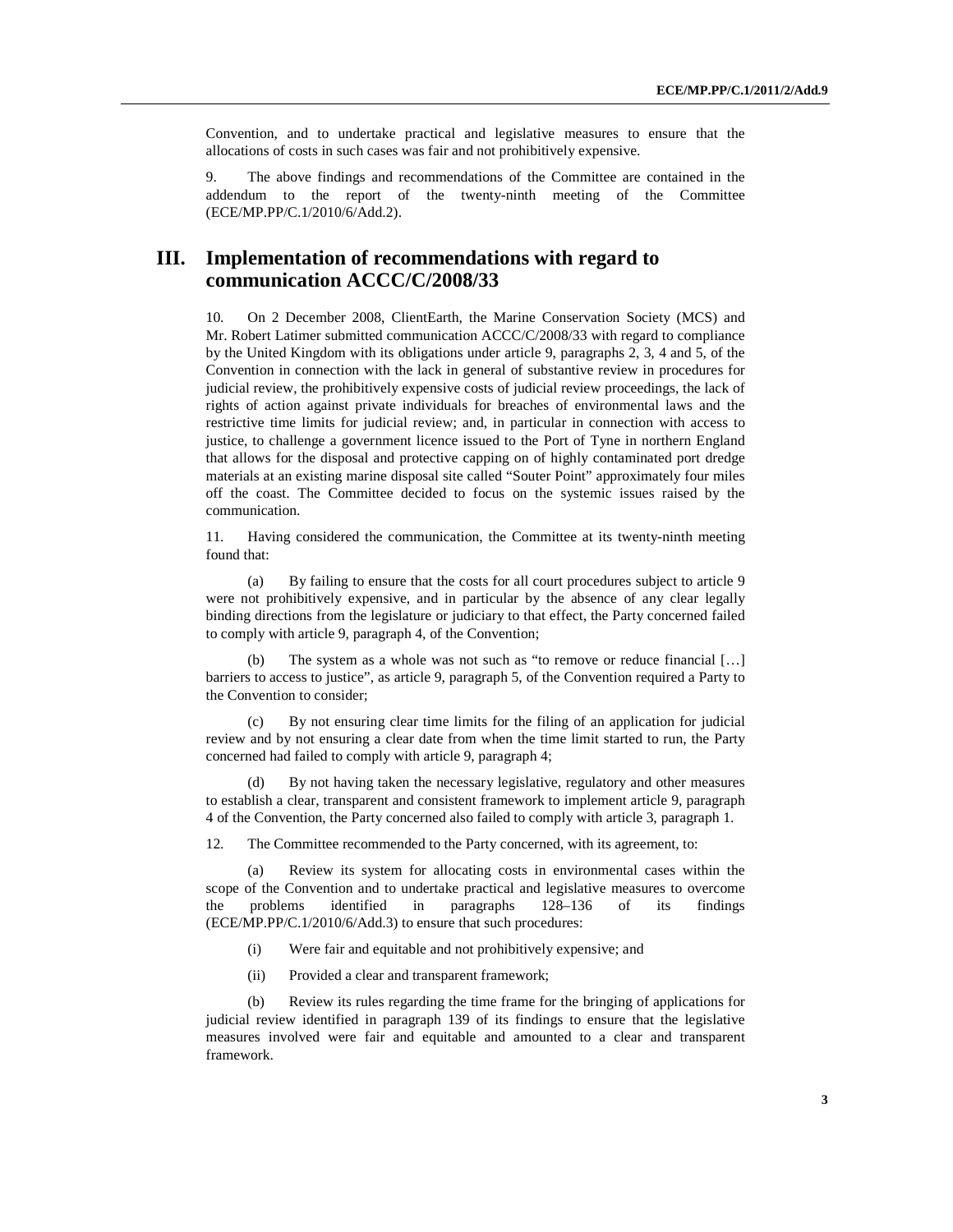Convention, and to undertake practical and legislative measures to ensure that the allocations of costs in such cases was fair and not prohibitively expensive.

9. The above findings and recommendations of the Committee are contained in the addendum to the report of the twenty-ninth meeting of the Committee (ECE/MP.PP/C.1/2010/6/Add.2).

## III. Implementation of recommendations with regard to communication ACCC/C/2008/33

10. On 2 December 2008, ClientEarth, the Marine Conservation Society (MCS) and Mr. Robert Latimer submitted communication ACCC/C/2008/33 with regard to compliance by the United Kingdom with its obligations under article 9, paragraphs 2, 3, 4 and 5, of the Convention in connection with the lack in general of substantive review in procedures for judicial review, the prohibitively expensive costs of judicial review proceedings, the lack of rights of action against private individuals for breaches of environmental laws and the restrictive time limits for judicial review; and, in particular in connection with access to justice, to challenge a government licence issued to the Port of Tyne in northern England that allows for the disposal and protective capping on of highly contaminated port dredge materials at an existing marine disposal site called "Souter Point" approximately four miles off the coast. The Committee decided to focus on the systemic issues raised by the communication.

11. Having considered the communication, the Committee at its twenty-ninth meeting found that:

(a) By failing to ensure that the costs for all court procedures subject to article 9 were not prohibitively expensive, and in particular by the absence of any clear legally binding directions from the legislature or judiciary to that effect, the Party concerned failed to comply with article 9, paragraph 4, of the Convention;

(b) The system as a whole was not such as "to remove or reduce financial […] barriers to access to justice", as article 9, paragraph 5, of the Convention required a Party to the Convention to consider;

(c) By not ensuring clear time limits for the filing of an application for judicial review and by not ensuring a clear date from when the time limit started to run, the Party concerned had failed to comply with article 9, paragraph 4;

(d) By not having taken the necessary legislative, regulatory and other measures to establish a clear, transparent and consistent framework to implement article 9, paragraph 4 of the Convention, the Party concerned also failed to comply with article 3, paragraph 1.

12. The Committee recommended to the Party concerned, with its agreement, to:

(a) Review its system for allocating costs in environmental cases within the scope of the Convention and to undertake practical and legislative measures to overcome the problems identified in paragraphs 128–136 of its findings (ECE/MP.PP/C.1/2010/6/Add.3) to ensure that such procedures:

(i) Were fair and equitable and not prohibitively expensive; and

(ii) Provided a clear and transparent framework;

(b) Review its rules regarding the time frame for the bringing of applications for judicial review identified in paragraph 139 of its findings to ensure that the legislative measures involved were fair and equitable and amounted to a clear and transparent framework.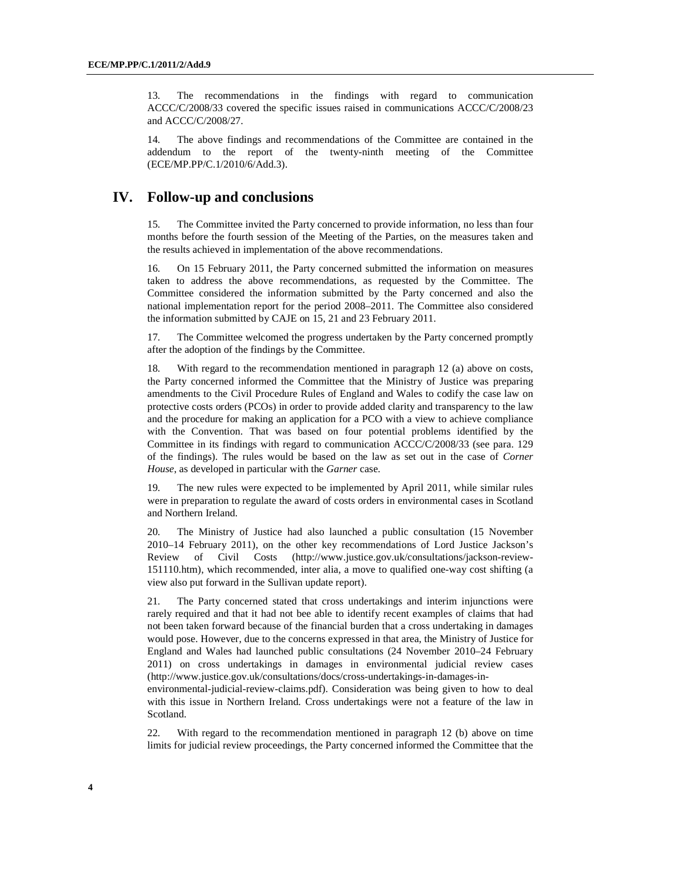13. The recommendations in the findings with regard to communication ACCC/C/2008/33 covered the specific issues raised in communications ACCC/C/2008/23 and ACCC/C/2008/27.

14. The above findings and recommendations of the Committee are contained in the addendum to the report of the twenty-ninth meeting of the Committee (ECE/MP.PP/C.1/2010/6/Add.3).

## IV. Follow-up and conclusions

15. The Committee invited the Party concerned to provide information, no less than four months before the fourth session of the Meeting of the Parties, on the measures taken and the results achieved in implementation of the above recommendations.

16. On 15 February 2011, the Party concerned submitted the information on measures taken to address the above recommendations, as requested by the Committee. The Committee considered the information submitted by the Party concerned and also the national implementation report for the period 2008–2011. The Committee also considered the information submitted by CAJE on 15, 21 and 23 February 2011.

17. The Committee welcomed the progress undertaken by the Party concerned promptly after the adoption of the findings by the Committee.

18. With regard to the recommendation mentioned in paragraph 12 (a) above on costs, the Party concerned informed the Committee that the Ministry of Justice was preparing amendments to the Civil Procedure Rules of England and Wales to codify the case law on protective costs orders (PCOs) in order to provide added clarity and transparency to the law and the procedure for making an application for a PCO with a view to achieve compliance with the Convention. That was based on four potential problems identified by the Committee in its findings with regard to communication ACCC/C/2008/33 (see para. 129 of the findings). The rules would be based on the law as set out in the case of *Corner House*, as developed in particular with the *Garner* case.

19. The new rules were expected to be implemented by April 2011, while similar rules were in preparation to regulate the award of costs orders in environmental cases in Scotland and Northern Ireland.

20. The Ministry of Justice had also launched a public consultation (15 November 2010–14 February 2011), on the other key recommendations of Lord Justice Jackson's Review of Civil Costs (http://www.justice.gov.uk/consultations/jackson-review-151110.htm), which recommended, inter alia, a move to qualified one-way cost shifting (a view also put forward in the Sullivan update report).

21. The Party concerned stated that cross undertakings and interim injunctions were rarely required and that it had not bee able to identify recent examples of claims that had not been taken forward because of the financial burden that a cross undertaking in damages would pose. However, due to the concerns expressed in that area, the Ministry of Justice for England and Wales had launched public consultations (24 November 2010–24 February 2011) on cross undertakings in damages in environmental judicial review cases (http://www.justice.gov.uk/consultations/docs/cross-undertakings-in-damages-in-environmental-judicial-review-claims.pdf). Consideration was being given to how to deal with this issue in Northern Ireland. Cross undertakings were not a feature of the law in Scotland.

22. With regard to the recommendation mentioned in paragraph 12 (b) above on time limits for judicial review proceedings, the Party concerned informed the Committee that the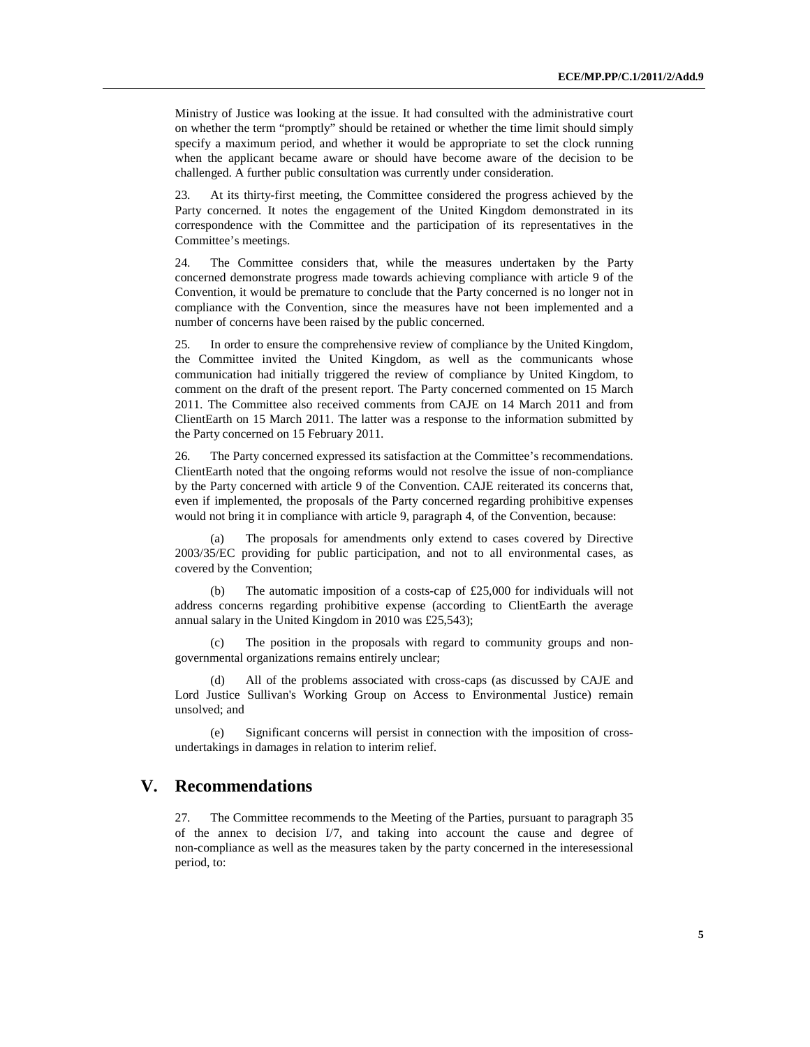Ministry of Justice was looking at the issue. It had consulted with the administrative court on whether the term "promptly" should be retained or whether the time limit should simply specify a maximum period, and whether it would be appropriate to set the clock running when the applicant became aware or should have become aware of the decision to be challenged. A further public consultation was currently under consideration.

23. At its thirty-first meeting, the Committee considered the progress achieved by the Party concerned. It notes the engagement of the United Kingdom demonstrated in its correspondence with the Committee and the participation of its representatives in the Committee's meetings.

24. The Committee considers that, while the measures undertaken by the Party concerned demonstrate progress made towards achieving compliance with article 9 of the Convention, it would be premature to conclude that the Party concerned is no longer not in compliance with the Convention, since the measures have not been implemented and a number of concerns have been raised by the public concerned.

25. In order to ensure the comprehensive review of compliance by the United Kingdom, the Committee invited the United Kingdom, as well as the communicants whose communication had initially triggered the review of compliance by United Kingdom, to comment on the draft of the present report. The Party concerned commented on 15 March 2011. The Committee also received comments from CAJE on 14 March 2011 and from ClientEarth on 15 March 2011. The latter was a response to the information submitted by the Party concerned on 15 February 2011.

26. The Party concerned expressed its satisfaction at the Committee's recommendations. ClientEarth noted that the ongoing reforms would not resolve the issue of non-compliance by the Party concerned with article 9 of the Convention. CAJE reiterated its concerns that, even if implemented, the proposals of the Party concerned regarding prohibitive expenses would not bring it in compliance with article 9, paragraph 4, of the Convention, because:

(a) The proposals for amendments only extend to cases covered by Directive 2003/35/EC providing for public participation, and not to all environmental cases, as covered by the Convention;

(b) The automatic imposition of a costs-cap of £25,000 for individuals will not address concerns regarding prohibitive expense (according to ClientEarth the average annual salary in the United Kingdom in 2010 was £25,543);

(c) The position in the proposals with regard to community groups and non-governmental organizations remains entirely unclear;

(d) All of the problems associated with cross-caps (as discussed by CAJE and Lord Justice Sullivan's Working Group on Access to Environmental Justice) remain unsolved; and

(e) Significant concerns will persist in connection with the imposition of cross-undertakings in damages in relation to interim relief.

# V. Recommendations

27. The Committee recommends to the Meeting of the Parties, pursuant to paragraph 35 of the annex to decision I/7, and taking into account the cause and degree of non-compliance as well as the measures taken by the party concerned in the interesessional period, to: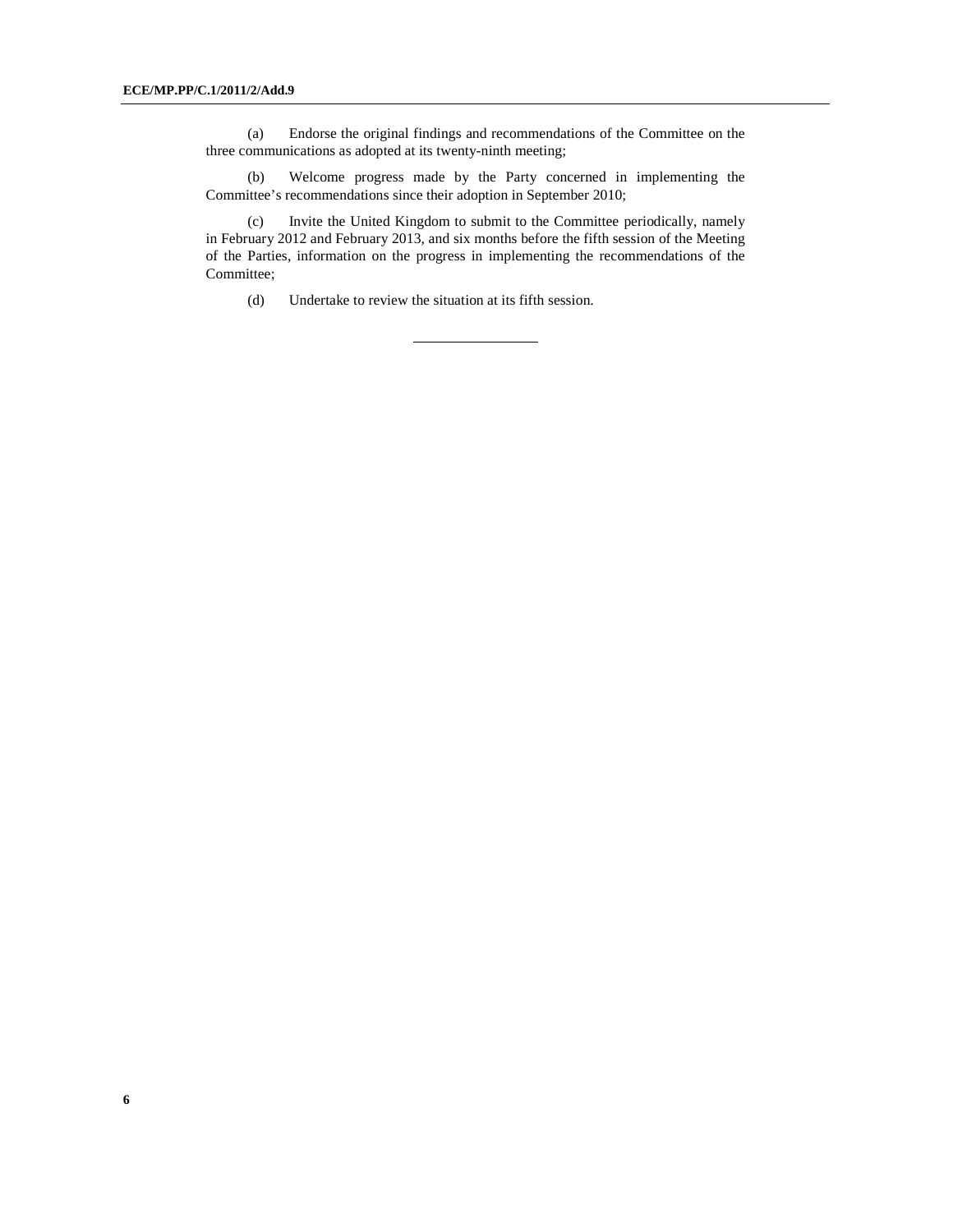(a) Endorse the original findings and recommendations of the Committee on the three communications as adopted at its twenty-ninth meeting;

(b) Welcome progress made by the Party concerned in implementing the Committee's recommendations since their adoption in September 2010;

(c) Invite the United Kingdom to submit to the Committee periodically, namely in February 2012 and February 2013, and six months before the fifth session of the Meeting of the Parties, information on the progress in implementing the recommendations of the Committee;

(d) Undertake to review the situation at its fifth session.